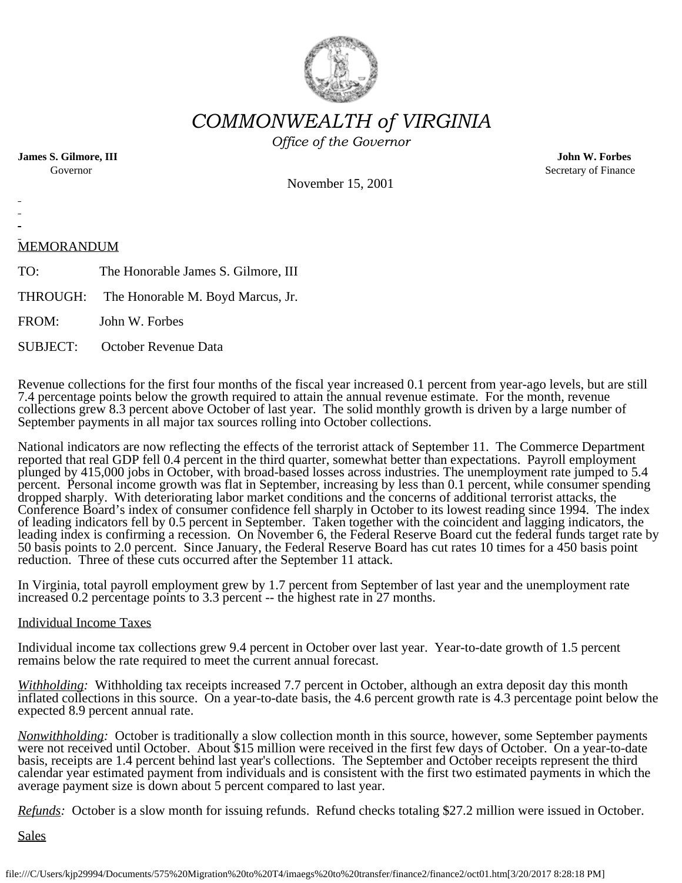# COMMONWEALTH of VIRGINIA

*Office of the Governor*

**James S. Gilmore, III**
Governor

**John W. Forbes**
Secretary of Finance

November 15, 2001

MEMORANDUM

TO: The Honorable James S. Gilmore, III

THROUGH: The Honorable M. Boyd Marcus, Jr.

FROM: John W. Forbes

SUBJECT: October Revenue Data

Revenue collections for the first four months of the fiscal year increased 0.1 percent from year-ago levels, but are still 7.4 percentage points below the growth required to attain the annual revenue estimate. For the month, revenue collections grew 8.3 percent above October of last year. The solid monthly growth is driven by a large number of September payments in all major tax sources rolling into October collections.

National indicators are now reflecting the effects of the terrorist attack of September 11. The Commerce Department reported that real GDP fell 0.4 percent in the third quarter, somewhat better than expectations. Payroll employment plunged by 415,000 jobs in October, with broad-based losses across industries. The unemployment rate jumped to 5.4 percent. Personal income growth was flat in September, increasing by less than 0.1 percent, while consumer spending dropped sharply. With deteriorating labor market conditions and the concerns of additional terrorist attacks, the Conference Board's index of consumer confidence fell sharply in October to its lowest reading since 1994. The index of leading indicators fell by 0.5 percent in September. Taken together with the coincident and lagging indicators, the leading index is confirming a recession. On November 6, the Federal Reserve Board cut the federal funds target rate by 50 basis points to 2.0 percent. Since January, the Federal Reserve Board has cut rates 10 times for a 450 basis point reduction. Three of these cuts occurred after the September 11 attack.

In Virginia, total payroll employment grew by 1.7 percent from September of last year and the unemployment rate increased 0.2 percentage points to 3.3 percent -- the highest rate in 27 months.

Individual Income Taxes

Individual income tax collections grew 9.4 percent in October over last year. Year-to-date growth of 1.5 percent remains below the rate required to meet the current annual forecast.

*Withholding:* Withholding tax receipts increased 7.7 percent in October, although an extra deposit day this month inflated collections in this source. On a year-to-date basis, the 4.6 percent growth rate is 4.3 percentage point below the expected 8.9 percent annual rate.

*Nonwithholding:* October is traditionally a slow collection month in this source, however, some September payments were not received until October. About $15 million were received in the first few days of October. On a year-to-date basis, receipts are 1.4 percent behind last year's collections. The September and October receipts represent the third calendar year estimated payment from individuals and is consistent with the first two estimated payments in which the average payment size is down about 5 percent compared to last year.

*Refunds:* October is a slow month for issuing refunds. Refund checks totaling $27.2 million were issued in October.

Sales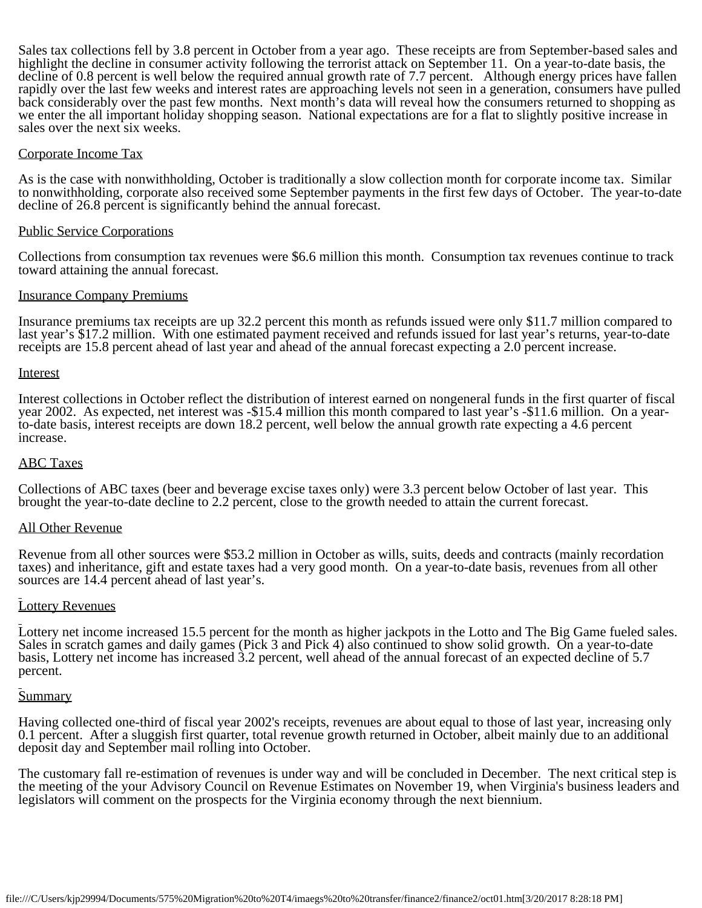Sales tax collections fell by 3.8 percent in October from a year ago. These receipts are from September-based sales and highlight the decline in consumer activity following the terrorist attack on September 11. On a year-to-date basis, the decline of 0.8 percent is well below the required annual growth rate of 7.7 percent. Although energy prices have fallen rapidly over the last few weeks and interest rates are approaching levels not seen in a generation, consumers have pulled back considerably over the past few months. Next month's data will reveal how the consumers returned to shopping as we enter the all important holiday shopping season. National expectations are for a flat to slightly positive increase in sales over the next six weeks.

## Corporate Income Tax

As is the case with nonwithholding, October is traditionally a slow collection month for corporate income tax. Similar to nonwithholding, corporate also received some September payments in the first few days of October. The year-to-date decline of 26.8 percent is significantly behind the annual forecast.

## Public Service Corporations

Collections from consumption tax revenues were $6.6 million this month. Consumption tax revenues continue to track toward attaining the annual forecast.

## Insurance Company Premiums

Insurance premiums tax receipts are up 32.2 percent this month as refunds issued were only $11.7 million compared to last year's $17.2 million. With one estimated payment received and refunds issued for last year's returns, year-to-date receipts are 15.8 percent ahead of last year and ahead of the annual forecast expecting a 2.0 percent increase.

## Interest

Interest collections in October reflect the distribution of interest earned on nongeneral funds in the first quarter of fiscal year 2002. As expected, net interest was -$15.4 million this month compared to last year's -$11.6 million. On a year-to-date basis, interest receipts are down 18.2 percent, well below the annual growth rate expecting a 4.6 percent increase.

## ABC Taxes

Collections of ABC taxes (beer and beverage excise taxes only) were 3.3 percent below October of last year. This brought the year-to-date decline to 2.2 percent, close to the growth needed to attain the current forecast.

## All Other Revenue

Revenue from all other sources were $53.2 million in October as wills, suits, deeds and contracts (mainly recordation taxes) and inheritance, gift and estate taxes had a very good month. On a year-to-date basis, revenues from all other sources are 14.4 percent ahead of last year's.

## Lottery Revenues

Lottery net income increased 15.5 percent for the month as higher jackpots in the Lotto and The Big Game fueled sales. Sales in scratch games and daily games (Pick 3 and Pick 4) also continued to show solid growth. On a year-to-date basis, Lottery net income has increased 3.2 percent, well ahead of the annual forecast of an expected decline of 5.7 percent.

## Summary

Having collected one-third of fiscal year 2002's receipts, revenues are about equal to those of last year, increasing only 0.1 percent. After a sluggish first quarter, total revenue growth returned in October, albeit mainly due to an additional deposit day and September mail rolling into October.

The customary fall re-estimation of revenues is under way and will be concluded in December. The next critical step is the meeting of the your Advisory Council on Revenue Estimates on November 19, when Virginia's business leaders and legislators will comment on the prospects for the Virginia economy through the next biennium.